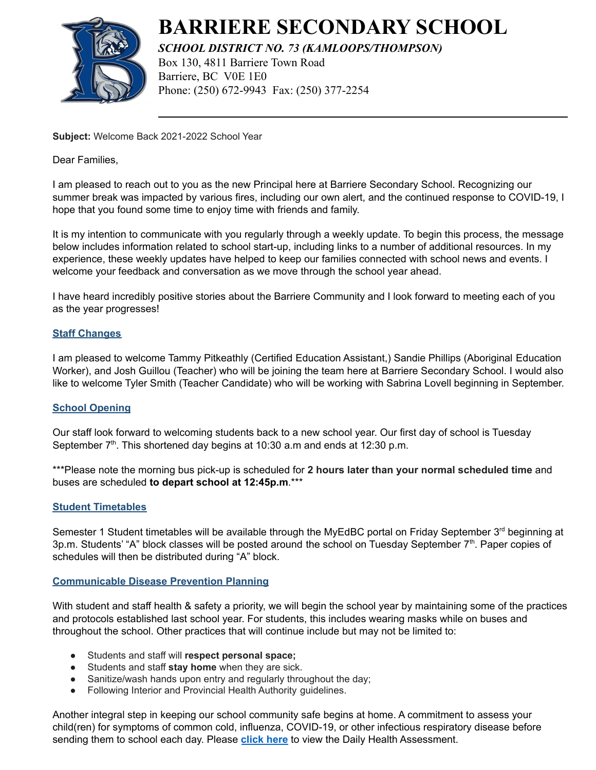# BARRIERE SECONDARY SCHOOL

***SCHOOL DISTRICT NO. 73 (KAMLOOPS/THOMPSON)***

Box 130, 4811 Barriere Town Road
Barriere, BC V0E 1E0
Phone: (250) 672-9943 Fax: (250) 377-2254

**Subject:** Welcome Back 2021-2022 School Year

Dear Families,

I am pleased to reach out to you as the new Principal here at Barriere Secondary School. Recognizing our summer break was impacted by various fires, including our own alert, and the continued response to COVID-19, I hope that you found some time to enjoy time with friends and family.

It is my intention to communicate with you regularly through a weekly update. To begin this process, the message below includes information related to school start-up, including links to a number of additional resources. In my experience, these weekly updates have helped to keep our families connected with school news and events. I welcome your feedback and conversation as we move through the school year ahead.

I have heard incredibly positive stories about the Barriere Community and I look forward to meeting each of you as the year progresses!

## Staff Changes

I am pleased to welcome Tammy Pitkeathly (Certified Education Assistant,) Sandie Phillips (Aboriginal Education Worker), and Josh Guillou (Teacher) who will be joining the team here at Barriere Secondary School. I would also like to welcome Tyler Smith (Teacher Candidate) who will be working with Sabrina Lovell beginning in September.

## School Opening

Our staff look forward to welcoming students back to a new school year. Our first day of school is Tuesday September 7th. This shortened day begins at 10:30 a.m and ends at 12:30 p.m.

***Please note the morning bus pick-up is scheduled for **2 hours later than your normal scheduled time** and buses are scheduled **to depart school at 12:45p.m**.***

## Student Timetables

Semester 1 Student timetables will be available through the MyEdBC portal on Friday September 3rd beginning at 3p.m. Students' "A" block classes will be posted around the school on Tuesday September 7th. Paper copies of schedules will then be distributed during "A" block.

## Communicable Disease Prevention Planning

With student and staff health & safety a priority, we will begin the school year by maintaining some of the practices and protocols established last school year. For students, this includes wearing masks while on buses and throughout the school. Other practices that will continue include but may not be limited to:

- Students and staff will **respect personal space;**
- Students and staff **stay home** when they are sick.
- Sanitize/wash hands upon entry and regularly throughout the day;
- Following Interior and Provincial Health Authority guidelines.

Another integral step in keeping our school community safe begins at home. A commitment to assess your child(ren) for symptoms of common cold, influenza, COVID-19, or other infectious respiratory disease before sending them to school each day. Please **click here** to view the Daily Health Assessment.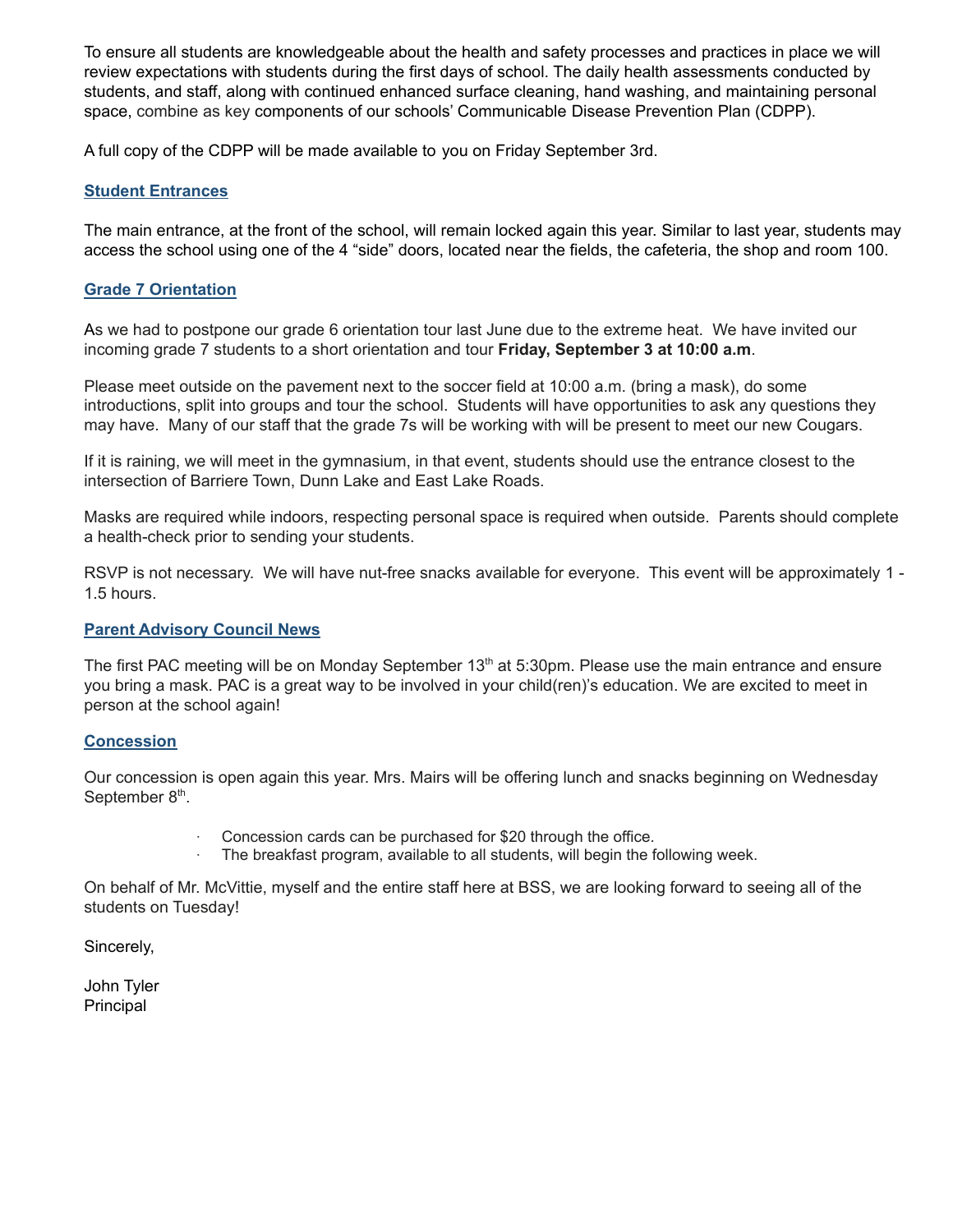To ensure all students are knowledgeable about the health and safety processes and practices in place we will review expectations with students during the first days of school. The daily health assessments conducted by students, and staff, along with continued enhanced surface cleaning, hand washing, and maintaining personal space, combine as key components of our schools' Communicable Disease Prevention Plan (CDPP).

A full copy of the CDPP will be made available to you on Friday September 3rd.

## Student Entrances

The main entrance, at the front of the school, will remain locked again this year. Similar to last year, students may access the school using one of the 4 "side" doors, located near the fields, the cafeteria, the shop and room 100.

## Grade 7 Orientation

As we had to postpone our grade 6 orientation tour last June due to the extreme heat.  We have invited our incoming grade 7 students to a short orientation and tour **Friday, September 3 at 10:00 a.m**.

Please meet outside on the pavement next to the soccer field at 10:00 a.m. (bring a mask), do some introductions, split into groups and tour the school.  Students will have opportunities to ask any questions they may have.  Many of our staff that the grade 7s will be working with will be present to meet our new Cougars.

If it is raining, we will meet in the gymnasium, in that event, students should use the entrance closest to the intersection of Barriere Town, Dunn Lake and East Lake Roads.

Masks are required while indoors, respecting personal space is required when outside.  Parents should complete a health-check prior to sending your students.

RSVP is not necessary.  We will have nut-free snacks available for everyone.  This event will be approximately 1 - 1.5 hours.

## Parent Advisory Council News

The first PAC meeting will be on Monday September 13th at 5:30pm. Please use the main entrance and ensure you bring a mask. PAC is a great way to be involved in your child(ren)'s education. We are excited to meet in person at the school again!

## Concession

Our concession is open again this year. Mrs. Mairs will be offering lunch and snacks beginning on Wednesday September 8th.

- Concession cards can be purchased for $20 through the office.
- The breakfast program, available to all students, will begin the following week.

On behalf of Mr. McVittie, myself and the entire staff here at BSS, we are looking forward to seeing all of the students on Tuesday!

Sincerely,

John Tyler
Principal